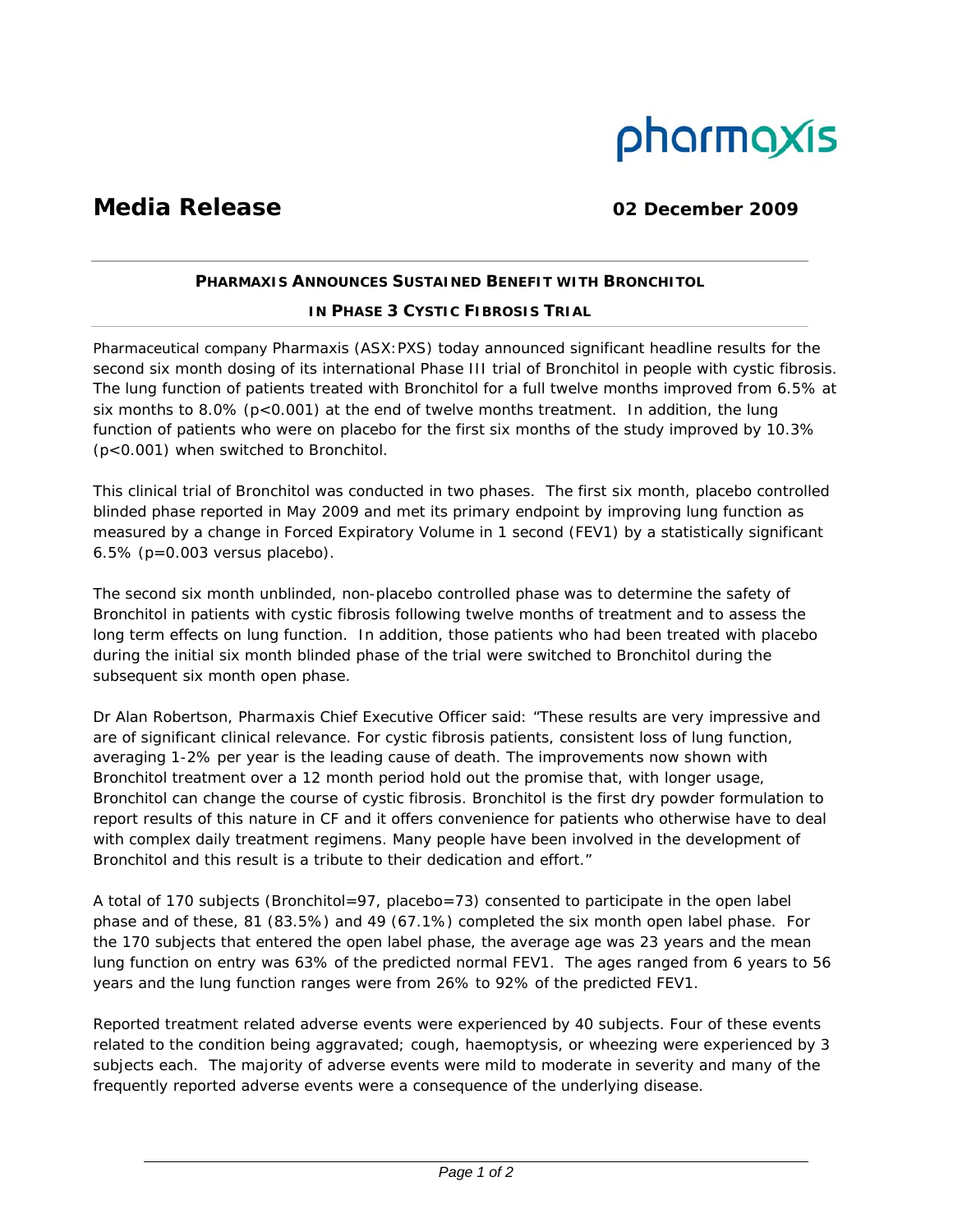pharmaxis

# Media Release

**02 December 2009**

## PHARMAXIS ANNOUNCES SUSTAINED BENEFIT WITH BRONCHITOL IN PHASE 3 CYSTIC FIBROSIS TRIAL

Pharmaceutical company Pharmaxis (ASX:PXS) today announced significant headline results for the second six month dosing of its international Phase III trial of Bronchitol in people with cystic fibrosis. The lung function of patients treated with Bronchitol for a full twelve months improved from 6.5% at six months to 8.0% ($p<0.001$) at the end of twelve months treatment. In addition, the lung function of patients who were on placebo for the first six months of the study improved by 10.3% ($p<0.001$) when switched to Bronchitol.

This clinical trial of Bronchitol was conducted in two phases. The first six month, placebo controlled blinded phase reported in May 2009 and met its primary endpoint by improving lung function as measured by a change in Forced Expiratory Volume in 1 second ($FEV_1$) by a statistically significant 6.5% ($p=0.003$ versus placebo).

The second six month unblinded, non-placebo controlled phase was to determine the safety of Bronchitol in patients with cystic fibrosis following twelve months of treatment and to assess the long term effects on lung function. In addition, those patients who had been treated with placebo during the initial six month blinded phase of the trial were switched to Bronchitol during the subsequent six month open phase.

Dr Alan Robertson, Pharmaxis Chief Executive Officer said: "These results are very impressive and are of significant clinical relevance. For cystic fibrosis patients, consistent loss of lung function, averaging 1-2% per year is the leading cause of death. The improvements now shown with Bronchitol treatment over a 12 month period hold out the promise that, with longer usage, Bronchitol can change the course of cystic fibrosis. Bronchitol is the first dry powder formulation to report results of this nature in CF and it offers convenience for patients who otherwise have to deal with complex daily treatment regimens. Many people have been involved in the development of Bronchitol and this result is a tribute to their dedication and effort."

A total of 170 subjects (Bronchitol=97, placebo=73) consented to participate in the open label phase and of these, 81 (83.5%) and 49 (67.1%) completed the six month open label phase. For the 170 subjects that entered the open label phase, the average age was 23 years and the mean lung function on entry was 63% of the predicted normal $FEV_1$. The ages ranged from 6 years to 56 years and the lung function ranges were from 26% to 92% of the predicted $FEV_1$.

Reported treatment related adverse events were experienced by 40 subjects. Four of these events related to the condition being aggravated; cough, haemoptysis, or wheezing were experienced by 3 subjects each. The majority of adverse events were mild to moderate in severity and many of the frequently reported adverse events were a consequence of the underlying disease.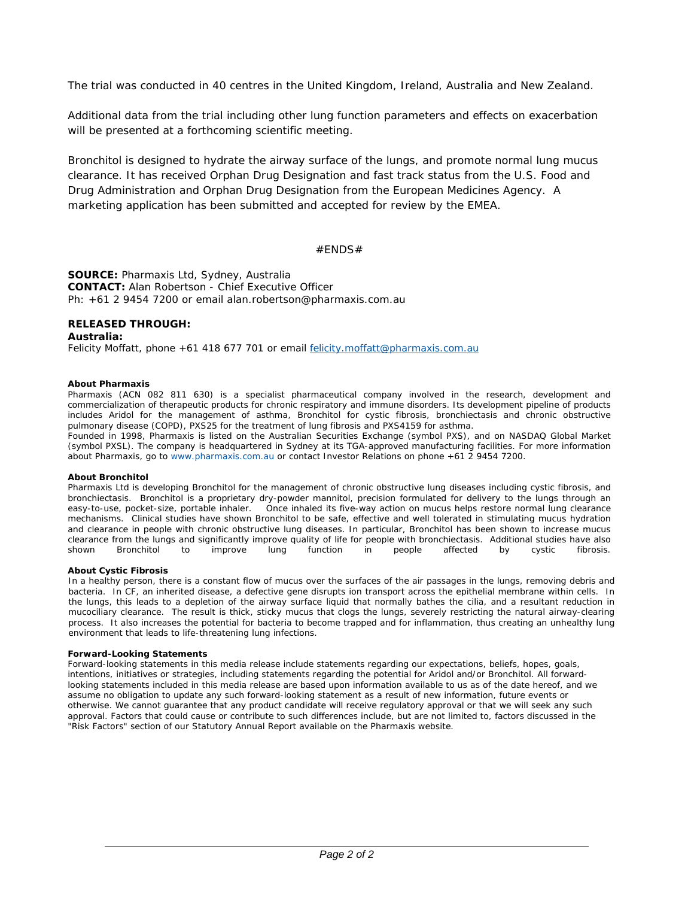The trial was conducted in 40 centres in the United Kingdom, Ireland, Australia and New Zealand.

Additional data from the trial including other lung function parameters and effects on exacerbation will be presented at a forthcoming scientific meeting.

Bronchitol is designed to hydrate the airway surface of the lungs, and promote normal lung mucus clearance. It has received Orphan Drug Designation and fast track status from the U.S. Food and Drug Administration and Orphan Drug Designation from the European Medicines Agency. A marketing application has been submitted and accepted for review by the EMEA.

#ENDS#

**SOURCE:** Pharmaxis Ltd, Sydney, Australia
**CONTACT:** Alan Robertson - Chief Executive Officer
Ph: +61 2 9454 7200 or email alan.robertson@pharmaxis.com.au

**RELEASED THROUGH:**
**Australia:**
Felicity Moffatt, phone +61 418 677 701 or email felicity.moffatt@pharmaxis.com.au

**About Pharmaxis**

Pharmaxis (ACN 082 811 630) is a specialist pharmaceutical company involved in the research, development and commercialization of therapeutic products for chronic respiratory and immune disorders. Its development pipeline of products includes Aridol for the management of asthma, Bronchitol for cystic fibrosis, bronchiectasis and chronic obstructive pulmonary disease (COPD), PXS25 for the treatment of lung fibrosis and PXS4159 for asthma.
Founded in 1998, Pharmaxis is listed on the Australian Securities Exchange (symbol PXS), and on NASDAQ Global Market (symbol PXSL). The company is headquartered in Sydney at its TGA-approved manufacturing facilities. For more information about Pharmaxis, go to www.pharmaxis.com.au or contact Investor Relations on phone +61 2 9454 7200.

**About Bronchitol**

Pharmaxis Ltd is developing Bronchitol for the management of chronic obstructive lung diseases including cystic fibrosis, and bronchiectasis. Bronchitol is a proprietary dry-powder mannitol, precision formulated for delivery to the lungs through an easy-to-use, pocket-size, portable inhaler. Once inhaled its five-way action on mucus helps restore normal lung clearance mechanisms. Clinical studies have shown Bronchitol to be safe, effective and well tolerated in stimulating mucus hydration and clearance in people with chronic obstructive lung diseases. In particular, Bronchitol has been shown to increase mucus clearance from the lungs and significantly improve quality of life for people with bronchiectasis. Additional studies have also shown Bronchitol to improve lung function in people affected by cystic fibrosis.

**About Cystic Fibrosis**

In a healthy person, there is a constant flow of mucus over the surfaces of the air passages in the lungs, removing debris and bacteria. In CF, an inherited disease, a defective gene disrupts ion transport across the epithelial membrane within cells. In the lungs, this leads to a depletion of the airway surface liquid that normally bathes the cilia, and a resultant reduction in mucociliary clearance. The result is thick, sticky mucus that clogs the lungs, severely restricting the natural airway-clearing process. It also increases the potential for bacteria to become trapped and for inflammation, thus creating an unhealthy lung environment that leads to life-threatening lung infections.

**Forward-Looking Statements**

Forward-looking statements in this media release include statements regarding our expectations, beliefs, hopes, goals, intentions, initiatives or strategies, including statements regarding the potential for Aridol and/or Bronchitol. All forward-looking statements included in this media release are based upon information available to us as of the date hereof, and we assume no obligation to update any such forward-looking statement as a result of new information, future events or otherwise. We cannot guarantee that any product candidate will receive regulatory approval or that we will seek any such approval. Factors that could cause or contribute to such differences include, but are not limited to, factors discussed in the "Risk Factors" section of our Statutory Annual Report available on the Pharmaxis website.